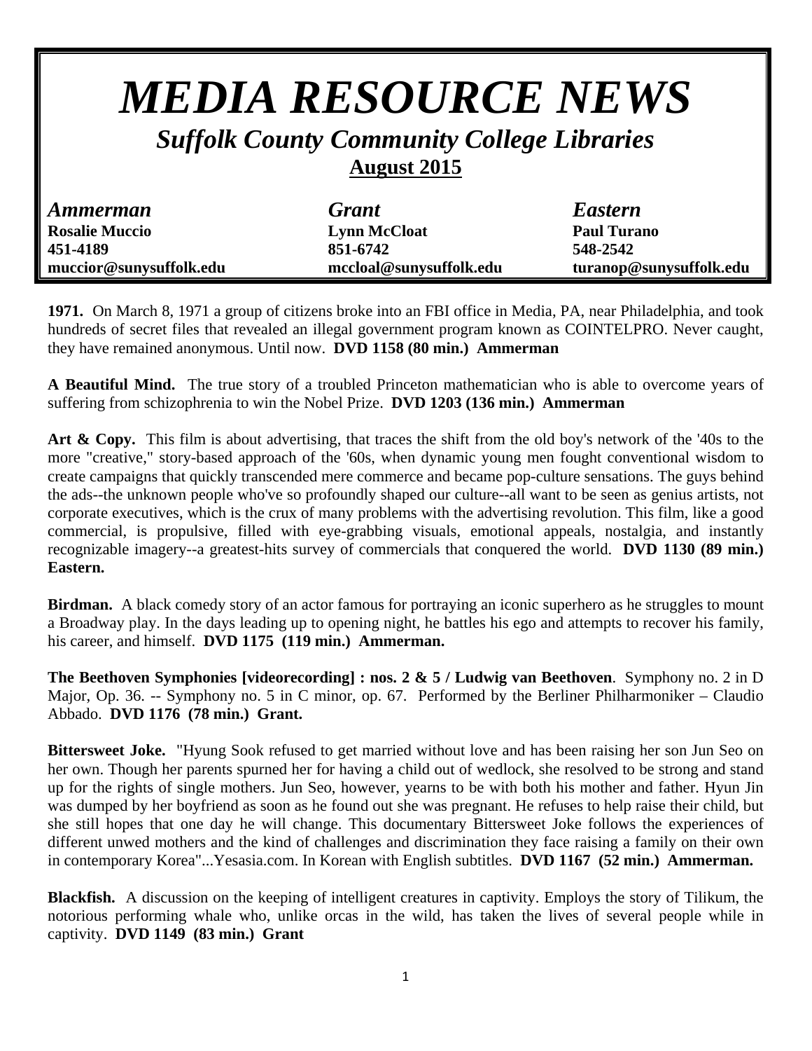# *MEDIA RESOURCE NEWS*

## *Suffolk County Community College Libraries*

**August 2015**

| *Ammerman* | *Grant* | *Eastern* |
|---|---|---|
| **Rosalie Muccio** | **Lynn McCloat** | **Paul Turano** |
| **451-4189** | **851-6742** | **548-2542** |
| **muccior@sunysuffolk.edu** | **mccloal@sunysuffolk.edu** | **turanop@sunysuffolk.edu** |

**1971.** On March 8, 1971 a group of citizens broke into an FBI office in Media, PA, near Philadelphia, and took hundreds of secret files that revealed an illegal government program known as COINTELPRO. Never caught, they have remained anonymous. Until now. **DVD 1158 (80 min.) Ammerman**

**A Beautiful Mind.** The true story of a troubled Princeton mathematician who is able to overcome years of suffering from schizophrenia to win the Nobel Prize. **DVD 1203 (136 min.) Ammerman**

**Art & Copy.** This film is about advertising, that traces the shift from the old boy's network of the '40s to the more "creative," story-based approach of the '60s, when dynamic young men fought conventional wisdom to create campaigns that quickly transcended mere commerce and became pop-culture sensations. The guys behind the ads--the unknown people who've so profoundly shaped our culture--all want to be seen as genius artists, not corporate executives, which is the crux of many problems with the advertising revolution. This film, like a good commercial, is propulsive, filled with eye-grabbing visuals, emotional appeals, nostalgia, and instantly recognizable imagery--a greatest-hits survey of commercials that conquered the world. **DVD 1130 (89 min.) Eastern.**

**Birdman.** A black comedy story of an actor famous for portraying an iconic superhero as he struggles to mount a Broadway play. In the days leading up to opening night, he battles his ego and attempts to recover his family, his career, and himself. **DVD 1175 (119 min.) Ammerman.**

**The Beethoven Symphonies [videorecording] : nos. 2 & 5 / Ludwig van Beethoven**. Symphony no. 2 in D Major, Op. 36. -- Symphony no. 5 in C minor, op. 67. Performed by the Berliner Philharmoniker – Claudio Abbado. **DVD 1176 (78 min.) Grant.**

**Bittersweet Joke.** "Hyung Sook refused to get married without love and has been raising her son Jun Seo on her own. Though her parents spurned her for having a child out of wedlock, she resolved to be strong and stand up for the rights of single mothers. Jun Seo, however, yearns to be with both his mother and father. Hyun Jin was dumped by her boyfriend as soon as he found out she was pregnant. He refuses to help raise their child, but she still hopes that one day he will change. This documentary Bittersweet Joke follows the experiences of different unwed mothers and the kind of challenges and discrimination they face raising a family on their own in contemporary Korea"...Yesasia.com. In Korean with English subtitles. **DVD 1167 (52 min.) Ammerman.**

**Blackfish.** A discussion on the keeping of intelligent creatures in captivity. Employs the story of Tilikum, the notorious performing whale who, unlike orcas in the wild, has taken the lives of several people while in captivity. **DVD 1149 (83 min.) Grant**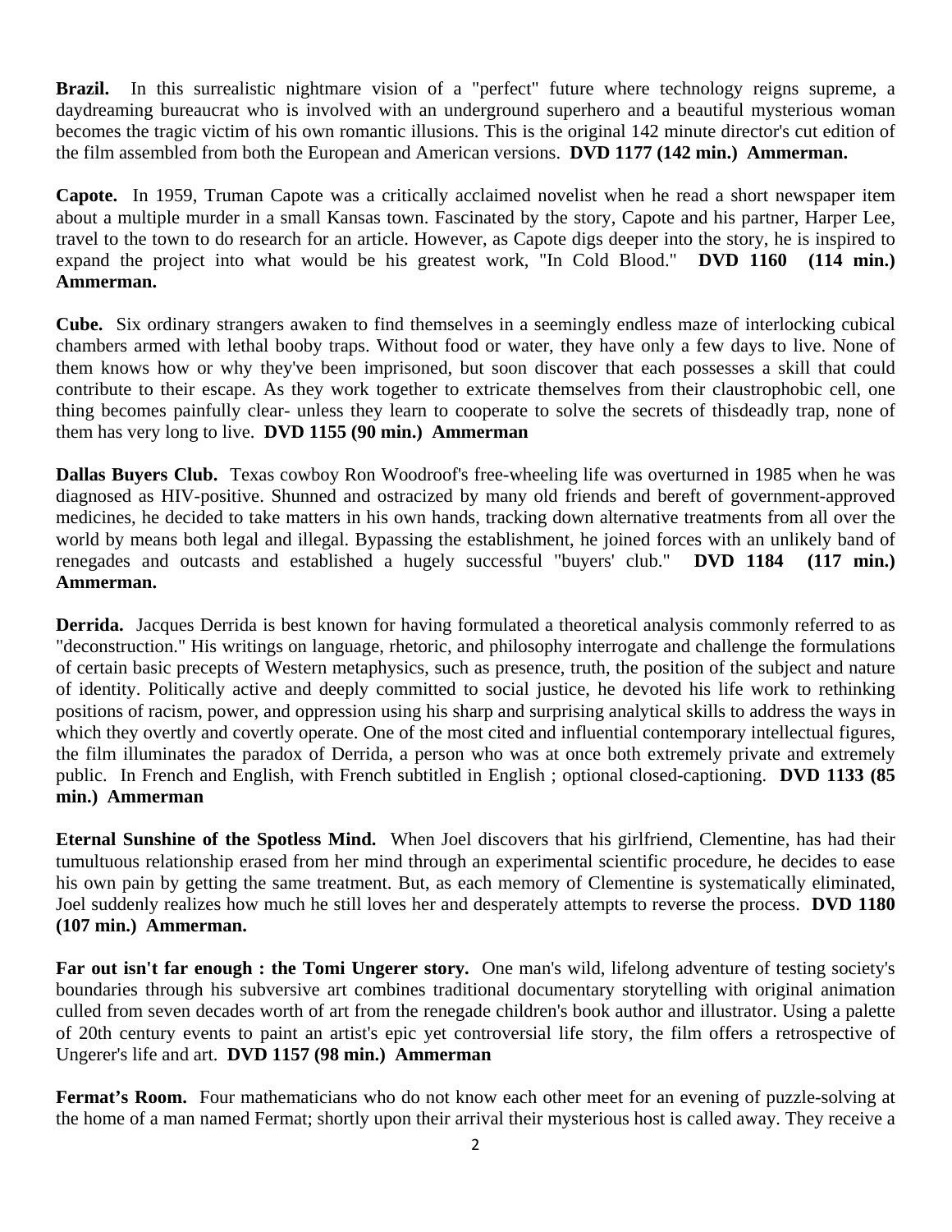**Brazil.** In this surrealistic nightmare vision of a "perfect" future where technology reigns supreme, a daydreaming bureaucrat who is involved with an underground superhero and a beautiful mysterious woman becomes the tragic victim of his own romantic illusions. This is the original 142 minute director's cut edition of the film assembled from both the European and American versions. **DVD 1177 (142 min.) Ammerman.**

**Capote.** In 1959, Truman Capote was a critically acclaimed novelist when he read a short newspaper item about a multiple murder in a small Kansas town. Fascinated by the story, Capote and his partner, Harper Lee, travel to the town to do research for an article. However, as Capote digs deeper into the story, he is inspired to expand the project into what would be his greatest work, "In Cold Blood." **DVD 1160 (114 min.) Ammerman.**

**Cube.** Six ordinary strangers awaken to find themselves in a seemingly endless maze of interlocking cubical chambers armed with lethal booby traps. Without food or water, they have only a few days to live. None of them knows how or why they've been imprisoned, but soon discover that each possesses a skill that could contribute to their escape. As they work together to extricate themselves from their claustrophobic cell, one thing becomes painfully clear- unless they learn to cooperate to solve the secrets of thisdeadly trap, none of them has very long to live. **DVD 1155 (90 min.) Ammerman**

**Dallas Buyers Club.** Texas cowboy Ron Woodroof's free-wheeling life was overturned in 1985 when he was diagnosed as HIV-positive. Shunned and ostracized by many old friends and bereft of government-approved medicines, he decided to take matters in his own hands, tracking down alternative treatments from all over the world by means both legal and illegal. Bypassing the establishment, he joined forces with an unlikely band of renegades and outcasts and established a hugely successful "buyers' club." **DVD 1184 (117 min.) Ammerman.**

**Derrida.** Jacques Derrida is best known for having formulated a theoretical analysis commonly referred to as "deconstruction." His writings on language, rhetoric, and philosophy interrogate and challenge the formulations of certain basic precepts of Western metaphysics, such as presence, truth, the position of the subject and nature of identity. Politically active and deeply committed to social justice, he devoted his life work to rethinking positions of racism, power, and oppression using his sharp and surprising analytical skills to address the ways in which they overtly and covertly operate. One of the most cited and influential contemporary intellectual figures, the film illuminates the paradox of Derrida, a person who was at once both extremely private and extremely public. In French and English, with French subtitled in English ; optional closed-captioning. **DVD 1133 (85 min.) Ammerman**

**Eternal Sunshine of the Spotless Mind.** When Joel discovers that his girlfriend, Clementine, has had their tumultuous relationship erased from her mind through an experimental scientific procedure, he decides to ease his own pain by getting the same treatment. But, as each memory of Clementine is systematically eliminated, Joel suddenly realizes how much he still loves her and desperately attempts to reverse the process. **DVD 1180 (107 min.) Ammerman.**

**Far out isn't far enough : the Tomi Ungerer story.** One man's wild, lifelong adventure of testing society's boundaries through his subversive art combines traditional documentary storytelling with original animation culled from seven decades worth of art from the renegade children's book author and illustrator. Using a palette of 20th century events to paint an artist's epic yet controversial life story, the film offers a retrospective of Ungerer's life and art. **DVD 1157 (98 min.) Ammerman**

**Fermat's Room.** Four mathematicians who do not know each other meet for an evening of puzzle-solving at the home of a man named Fermat; shortly upon their arrival their mysterious host is called away. They receive a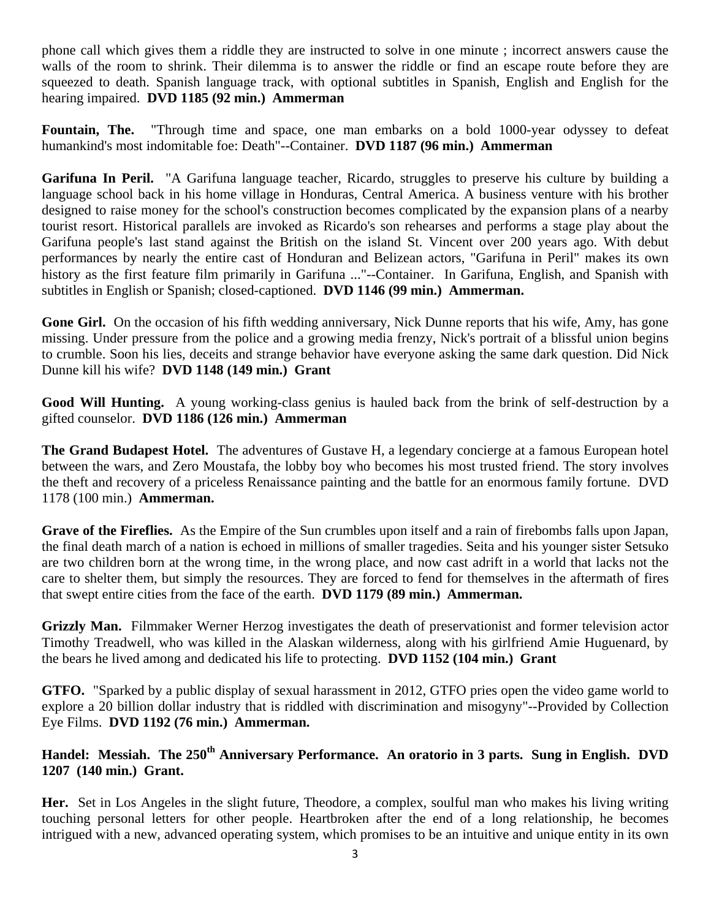phone call which gives them a riddle they are instructed to solve in one minute ; incorrect answers cause the walls of the room to shrink. Their dilemma is to answer the riddle or find an escape route before they are squeezed to death. Spanish language track, with optional subtitles in Spanish, English and English for the hearing impaired. **DVD 1185 (92 min.) Ammerman**

**Fountain, The.** "Through time and space, one man embarks on a bold 1000-year odyssey to defeat humankind's most indomitable foe: Death"--Container. **DVD 1187 (96 min.) Ammerman**

**Garifuna In Peril.** "A Garifuna language teacher, Ricardo, struggles to preserve his culture by building a language school back in his home village in Honduras, Central America. A business venture with his brother designed to raise money for the school's construction becomes complicated by the expansion plans of a nearby tourist resort. Historical parallels are invoked as Ricardo's son rehearses and performs a stage play about the Garifuna people's last stand against the British on the island St. Vincent over 200 years ago. With debut performances by nearly the entire cast of Honduran and Belizean actors, "Garifuna in Peril" makes its own history as the first feature film primarily in Garifuna ..."--Container. In Garifuna, English, and Spanish with subtitles in English or Spanish; closed-captioned. **DVD 1146 (99 min.) Ammerman.**

**Gone Girl.** On the occasion of his fifth wedding anniversary, Nick Dunne reports that his wife, Amy, has gone missing. Under pressure from the police and a growing media frenzy, Nick's portrait of a blissful union begins to crumble. Soon his lies, deceits and strange behavior have everyone asking the same dark question. Did Nick Dunne kill his wife? **DVD 1148 (149 min.) Grant**

**Good Will Hunting.** A young working-class genius is hauled back from the brink of self-destruction by a gifted counselor. **DVD 1186 (126 min.) Ammerman**

**The Grand Budapest Hotel.** The adventures of Gustave H, a legendary concierge at a famous European hotel between the wars, and Zero Moustafa, the lobby boy who becomes his most trusted friend. The story involves the theft and recovery of a priceless Renaissance painting and the battle for an enormous family fortune. DVD 1178 (100 min.) **Ammerman.**

**Grave of the Fireflies.** As the Empire of the Sun crumbles upon itself and a rain of firebombs falls upon Japan, the final death march of a nation is echoed in millions of smaller tragedies. Seita and his younger sister Setsuko are two children born at the wrong time, in the wrong place, and now cast adrift in a world that lacks not the care to shelter them, but simply the resources. They are forced to fend for themselves in the aftermath of fires that swept entire cities from the face of the earth. **DVD 1179 (89 min.) Ammerman.**

**Grizzly Man.** Filmmaker Werner Herzog investigates the death of preservationist and former television actor Timothy Treadwell, who was killed in the Alaskan wilderness, along with his girlfriend Amie Huguenard, by the bears he lived among and dedicated his life to protecting. **DVD 1152 (104 min.) Grant**

**GTFO.** "Sparked by a public display of sexual harassment in 2012, GTFO pries open the video game world to explore a 20 billion dollar industry that is riddled with discrimination and misogyny"--Provided by Collection Eye Films. **DVD 1192 (76 min.) Ammerman.**

**Handel: Messiah. The 250th Anniversary Performance. An oratorio in 3 parts. Sung in English. DVD 1207 (140 min.) Grant.**

**Her.** Set in Los Angeles in the slight future, Theodore, a complex, soulful man who makes his living writing touching personal letters for other people. Heartbroken after the end of a long relationship, he becomes intrigued with a new, advanced operating system, which promises to be an intuitive and unique entity in its own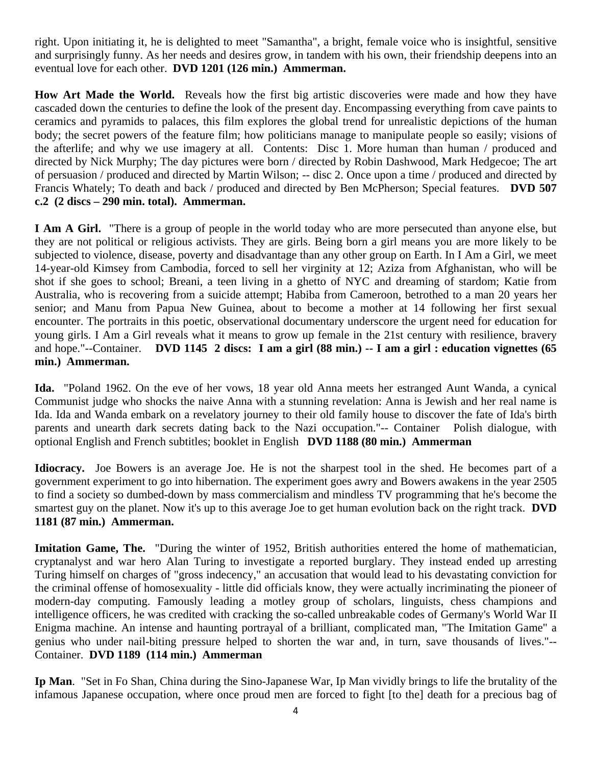right. Upon initiating it, he is delighted to meet "Samantha", a bright, female voice who is insightful, sensitive and surprisingly funny. As her needs and desires grow, in tandem with his own, their friendship deepens into an eventual love for each other. **DVD 1201 (126 min.) Ammerman.**

**How Art Made the World.** Reveals how the first big artistic discoveries were made and how they have cascaded down the centuries to define the look of the present day. Encompassing everything from cave paints to ceramics and pyramids to palaces, this film explores the global trend for unrealistic depictions of the human body; the secret powers of the feature film; how politicians manage to manipulate people so easily; visions of the afterlife; and why we use imagery at all. Contents: Disc 1. More human than human / produced and directed by Nick Murphy; The day pictures were born / directed by Robin Dashwood, Mark Hedgecoe; The art of persuasion / produced and directed by Martin Wilson; -- disc 2. Once upon a time / produced and directed by Francis Whately; To death and back / produced and directed by Ben McPherson; Special features. **DVD 507 c.2 (2 discs – 290 min. total). Ammerman.**

**I Am A Girl.** "There is a group of people in the world today who are more persecuted than anyone else, but they are not political or religious activists. They are girls. Being born a girl means you are more likely to be subjected to violence, disease, poverty and disadvantage than any other group on Earth. In I Am a Girl, we meet 14-year-old Kimsey from Cambodia, forced to sell her virginity at 12; Aziza from Afghanistan, who will be shot if she goes to school; Breani, a teen living in a ghetto of NYC and dreaming of stardom; Katie from Australia, who is recovering from a suicide attempt; Habiba from Cameroon, betrothed to a man 20 years her senior; and Manu from Papua New Guinea, about to become a mother at 14 following her first sexual encounter. The portraits in this poetic, observational documentary underscore the urgent need for education for young girls. I Am a Girl reveals what it means to grow up female in the 21st century with resilience, bravery and hope."--Container. **DVD 1145 2 discs: I am a girl (88 min.) -- I am a girl : education vignettes (65 min.) Ammerman.**

**Ida.** "Poland 1962. On the eve of her vows, 18 year old Anna meets her estranged Aunt Wanda, a cynical Communist judge who shocks the naive Anna with a stunning revelation: Anna is Jewish and her real name is Ida. Ida and Wanda embark on a revelatory journey to their old family house to discover the fate of Ida's birth parents and unearth dark secrets dating back to the Nazi occupation."-- Container Polish dialogue, with optional English and French subtitles; booklet in English **DVD 1188 (80 min.) Ammerman**

**Idiocracy.** Joe Bowers is an average Joe. He is not the sharpest tool in the shed. He becomes part of a government experiment to go into hibernation. The experiment goes awry and Bowers awakens in the year 2505 to find a society so dumbed-down by mass commercialism and mindless TV programming that he's become the smartest guy on the planet. Now it's up to this average Joe to get human evolution back on the right track. **DVD 1181 (87 min.) Ammerman.**

**Imitation Game, The.** "During the winter of 1952, British authorities entered the home of mathematician, cryptanalyst and war hero Alan Turing to investigate a reported burglary. They instead ended up arresting Turing himself on charges of "gross indecency," an accusation that would lead to his devastating conviction for the criminal offense of homosexuality - little did officials know, they were actually incriminating the pioneer of modern-day computing. Famously leading a motley group of scholars, linguists, chess champions and intelligence officers, he was credited with cracking the so-called unbreakable codes of Germany's World War II Enigma machine. An intense and haunting portrayal of a brilliant, complicated man, "The Imitation Game" a genius who under nail-biting pressure helped to shorten the war and, in turn, save thousands of lives."--Container. **DVD 1189 (114 min.) Ammerman**

**Ip Man**. "Set in Fo Shan, China during the Sino-Japanese War, Ip Man vividly brings to life the brutality of the infamous Japanese occupation, where once proud men are forced to fight [to the] death for a precious bag of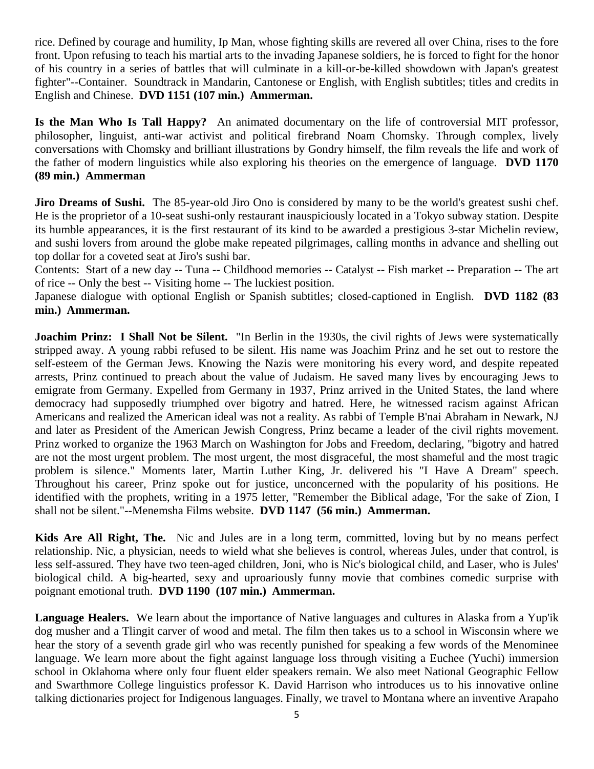rice. Defined by courage and humility, Ip Man, whose fighting skills are revered all over China, rises to the fore front. Upon refusing to teach his martial arts to the invading Japanese soldiers, he is forced to fight for the honor of his country in a series of battles that will culminate in a kill-or-be-killed showdown with Japan's greatest fighter"--Container. Soundtrack in Mandarin, Cantonese or English, with English subtitles; titles and credits in English and Chinese. **DVD 1151 (107 min.) Ammerman.**

**Is the Man Who Is Tall Happy?** An animated documentary on the life of controversial MIT professor, philosopher, linguist, anti-war activist and political firebrand Noam Chomsky. Through complex, lively conversations with Chomsky and brilliant illustrations by Gondry himself, the film reveals the life and work of the father of modern linguistics while also exploring his theories on the emergence of language. **DVD 1170 (89 min.) Ammerman**

**Jiro Dreams of Sushi.** The 85-year-old Jiro Ono is considered by many to be the world's greatest sushi chef. He is the proprietor of a 10-seat sushi-only restaurant inauspiciously located in a Tokyo subway station. Despite its humble appearances, it is the first restaurant of its kind to be awarded a prestigious 3-star Michelin review, and sushi lovers from around the globe make repeated pilgrimages, calling months in advance and shelling out top dollar for a coveted seat at Jiro's sushi bar.
Contents: Start of a new day -- Tuna -- Childhood memories -- Catalyst -- Fish market -- Preparation -- The art of rice -- Only the best -- Visiting home -- The luckiest position.
Japanese dialogue with optional English or Spanish subtitles; closed-captioned in English. **DVD 1182 (83 min.) Ammerman.**

**Joachim Prinz: I Shall Not be Silent.** "In Berlin in the 1930s, the civil rights of Jews were systematically stripped away. A young rabbi refused to be silent. His name was Joachim Prinz and he set out to restore the self-esteem of the German Jews. Knowing the Nazis were monitoring his every word, and despite repeated arrests, Prinz continued to preach about the value of Judaism. He saved many lives by encouraging Jews to emigrate from Germany. Expelled from Germany in 1937, Prinz arrived in the United States, the land where democracy had supposedly triumphed over bigotry and hatred. Here, he witnessed racism against African Americans and realized the American ideal was not a reality. As rabbi of Temple B'nai Abraham in Newark, NJ and later as President of the American Jewish Congress, Prinz became a leader of the civil rights movement. Prinz worked to organize the 1963 March on Washington for Jobs and Freedom, declaring, "bigotry and hatred are not the most urgent problem. The most urgent, the most disgraceful, the most shameful and the most tragic problem is silence." Moments later, Martin Luther King, Jr. delivered his "I Have A Dream" speech. Throughout his career, Prinz spoke out for justice, unconcerned with the popularity of his positions. He identified with the prophets, writing in a 1975 letter, "Remember the Biblical adage, 'For the sake of Zion, I shall not be silent."--Menemsha Films website. **DVD 1147 (56 min.) Ammerman.**

**Kids Are All Right, The.** Nic and Jules are in a long term, committed, loving but by no means perfect relationship. Nic, a physician, needs to wield what she believes is control, whereas Jules, under that control, is less self-assured. They have two teen-aged children, Joni, who is Nic's biological child, and Laser, who is Jules' biological child. A big-hearted, sexy and uproariously funny movie that combines comedic surprise with poignant emotional truth. **DVD 1190 (107 min.) Ammerman.**

**Language Healers.** We learn about the importance of Native languages and cultures in Alaska from a Yup'ik dog musher and a Tlingit carver of wood and metal. The film then takes us to a school in Wisconsin where we hear the story of a seventh grade girl who was recently punished for speaking a few words of the Menominee language. We learn more about the fight against language loss through visiting a Euchee (Yuchi) immersion school in Oklahoma where only four fluent elder speakers remain. We also meet National Geographic Fellow and Swarthmore College linguistics professor K. David Harrison who introduces us to his innovative online talking dictionaries project for Indigenous languages. Finally, we travel to Montana where an inventive Arapaho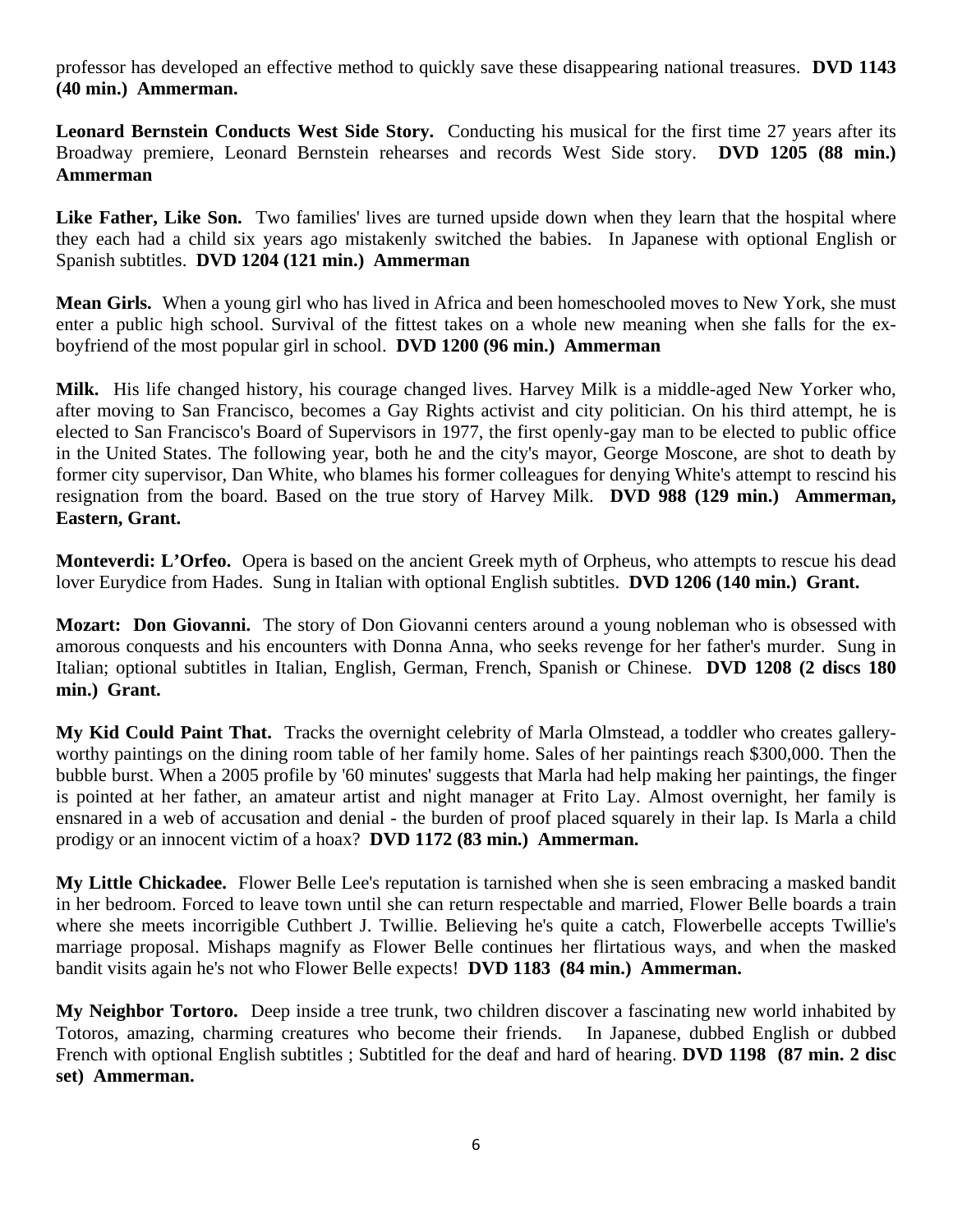professor has developed an effective method to quickly save these disappearing national treasures. **DVD 1143 (40 min.) Ammerman.**

**Leonard Bernstein Conducts West Side Story.** Conducting his musical for the first time 27 years after its Broadway premiere, Leonard Bernstein rehearses and records West Side story. **DVD 1205 (88 min.) Ammerman**

**Like Father, Like Son.** Two families' lives are turned upside down when they learn that the hospital where they each had a child six years ago mistakenly switched the babies. In Japanese with optional English or Spanish subtitles. **DVD 1204 (121 min.) Ammerman**

**Mean Girls.** When a young girl who has lived in Africa and been homeschooled moves to New York, she must enter a public high school. Survival of the fittest takes on a whole new meaning when she falls for the ex-boyfriend of the most popular girl in school. **DVD 1200 (96 min.) Ammerman**

**Milk.** His life changed history, his courage changed lives. Harvey Milk is a middle-aged New Yorker who, after moving to San Francisco, becomes a Gay Rights activist and city politician. On his third attempt, he is elected to San Francisco's Board of Supervisors in 1977, the first openly-gay man to be elected to public office in the United States. The following year, both he and the city's mayor, George Moscone, are shot to death by former city supervisor, Dan White, who blames his former colleagues for denying White's attempt to rescind his resignation from the board. Based on the true story of Harvey Milk. **DVD 988 (129 min.) Ammerman, Eastern, Grant.**

**Monteverdi: L'Orfeo.** Opera is based on the ancient Greek myth of Orpheus, who attempts to rescue his dead lover Eurydice from Hades. Sung in Italian with optional English subtitles. **DVD 1206 (140 min.) Grant.**

**Mozart: Don Giovanni.** The story of Don Giovanni centers around a young nobleman who is obsessed with amorous conquests and his encounters with Donna Anna, who seeks revenge for her father's murder. Sung in Italian; optional subtitles in Italian, English, German, French, Spanish or Chinese. **DVD 1208 (2 discs 180 min.) Grant.**

**My Kid Could Paint That.** Tracks the overnight celebrity of Marla Olmstead, a toddler who creates gallery-worthy paintings on the dining room table of her family home. Sales of her paintings reach $300,000. Then the bubble burst. When a 2005 profile by '60 minutes' suggests that Marla had help making her paintings, the finger is pointed at her father, an amateur artist and night manager at Frito Lay. Almost overnight, her family is ensnared in a web of accusation and denial - the burden of proof placed squarely in their lap. Is Marla a child prodigy or an innocent victim of a hoax? **DVD 1172 (83 min.) Ammerman.**

**My Little Chickadee.** Flower Belle Lee's reputation is tarnished when she is seen embracing a masked bandit in her bedroom. Forced to leave town until she can return respectable and married, Flower Belle boards a train where she meets incorrigible Cuthbert J. Twillie. Believing he's quite a catch, Flowerbelle accepts Twillie's marriage proposal. Mishaps magnify as Flower Belle continues her flirtatious ways, and when the masked bandit visits again he's not who Flower Belle expects! **DVD 1183 (84 min.) Ammerman.**

**My Neighbor Tortoro.** Deep inside a tree trunk, two children discover a fascinating new world inhabited by Totoros, amazing, charming creatures who become their friends. In Japanese, dubbed English or dubbed French with optional English subtitles ; Subtitled for the deaf and hard of hearing. **DVD 1198 (87 min. 2 disc set) Ammerman.**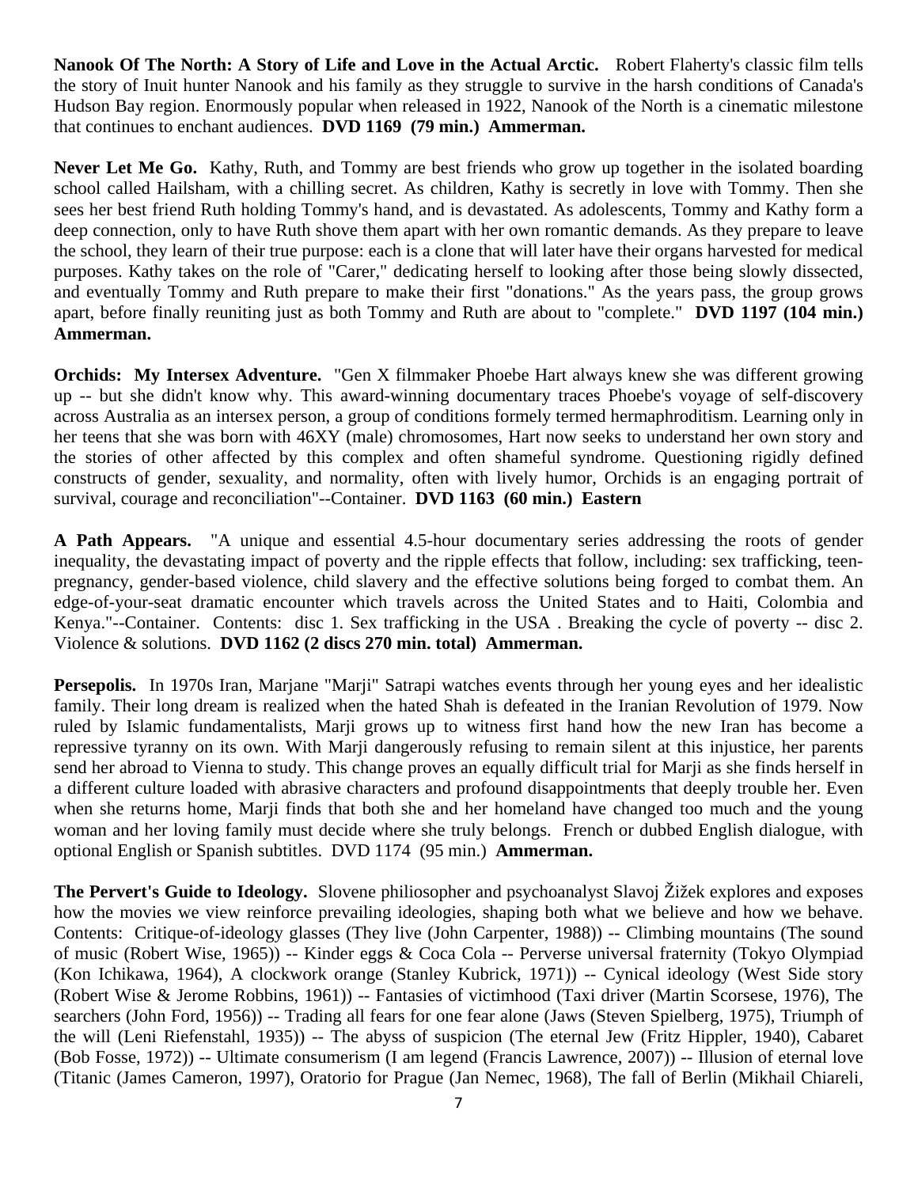**Nanook Of The North: A Story of Life and Love in the Actual Arctic.** Robert Flaherty's classic film tells the story of Inuit hunter Nanook and his family as they struggle to survive in the harsh conditions of Canada's Hudson Bay region. Enormously popular when released in 1922, Nanook of the North is a cinematic milestone that continues to enchant audiences. **DVD 1169 (79 min.) Ammerman.**

**Never Let Me Go.** Kathy, Ruth, and Tommy are best friends who grow up together in the isolated boarding school called Hailsham, with a chilling secret. As children, Kathy is secretly in love with Tommy. Then she sees her best friend Ruth holding Tommy's hand, and is devastated. As adolescents, Tommy and Kathy form a deep connection, only to have Ruth shove them apart with her own romantic demands. As they prepare to leave the school, they learn of their true purpose: each is a clone that will later have their organs harvested for medical purposes. Kathy takes on the role of "Carer," dedicating herself to looking after those being slowly dissected, and eventually Tommy and Ruth prepare to make their first "donations." As the years pass, the group grows apart, before finally reuniting just as both Tommy and Ruth are about to "complete." **DVD 1197 (104 min.) Ammerman.**

**Orchids: My Intersex Adventure.** "Gen X filmmaker Phoebe Hart always knew she was different growing up -- but she didn't know why. This award-winning documentary traces Phoebe's voyage of self-discovery across Australia as an intersex person, a group of conditions formely termed hermaphroditism. Learning only in her teens that she was born with 46XY (male) chromosomes, Hart now seeks to understand her own story and the stories of other affected by this complex and often shameful syndrome. Questioning rigidly defined constructs of gender, sexuality, and normality, often with lively humor, Orchids is an engaging portrait of survival, courage and reconciliation"--Container. **DVD 1163 (60 min.) Eastern**

**A Path Appears.** "A unique and essential 4.5-hour documentary series addressing the roots of gender inequality, the devastating impact of poverty and the ripple effects that follow, including: sex trafficking, teen-pregnancy, gender-based violence, child slavery and the effective solutions being forged to combat them. An edge-of-your-seat dramatic encounter which travels across the United States and to Haiti, Colombia and Kenya."--Container. Contents: disc 1. Sex trafficking in the USA . Breaking the cycle of poverty -- disc 2. Violence & solutions. **DVD 1162 (2 discs 270 min. total) Ammerman.**

**Persepolis.** In 1970s Iran, Marjane "Marji" Satrapi watches events through her young eyes and her idealistic family. Their long dream is realized when the hated Shah is defeated in the Iranian Revolution of 1979. Now ruled by Islamic fundamentalists, Marji grows up to witness first hand how the new Iran has become a repressive tyranny on its own. With Marji dangerously refusing to remain silent at this injustice, her parents send her abroad to Vienna to study. This change proves an equally difficult trial for Marji as she finds herself in a different culture loaded with abrasive characters and profound disappointments that deeply trouble her. Even when she returns home, Marji finds that both she and her homeland have changed too much and the young woman and her loving family must decide where she truly belongs. French or dubbed English dialogue, with optional English or Spanish subtitles. DVD 1174 (95 min.) **Ammerman.**

**The Pervert's Guide to Ideology.** Slovene philiosopher and psychoanalyst Slavoj Žižek explores and exposes how the movies we view reinforce prevailing ideologies, shaping both what we believe and how we behave. Contents: Critique-of-ideology glasses (They live (John Carpenter, 1988)) -- Climbing mountains (The sound of music (Robert Wise, 1965)) -- Kinder eggs & Coca Cola -- Perverse universal fraternity (Tokyo Olympiad (Kon Ichikawa, 1964), A clockwork orange (Stanley Kubrick, 1971)) -- Cynical ideology (West Side story (Robert Wise & Jerome Robbins, 1961)) -- Fantasies of victimhood (Taxi driver (Martin Scorsese, 1976), The searchers (John Ford, 1956)) -- Trading all fears for one fear alone (Jaws (Steven Spielberg, 1975), Triumph of the will (Leni Riefenstahl, 1935)) -- The abyss of suspicion (The eternal Jew (Fritz Hippler, 1940), Cabaret (Bob Fosse, 1972)) -- Ultimate consumerism (I am legend (Francis Lawrence, 2007)) -- Illusion of eternal love (Titanic (James Cameron, 1997), Oratorio for Prague (Jan Nemec, 1968), The fall of Berlin (Mikhail Chiareli,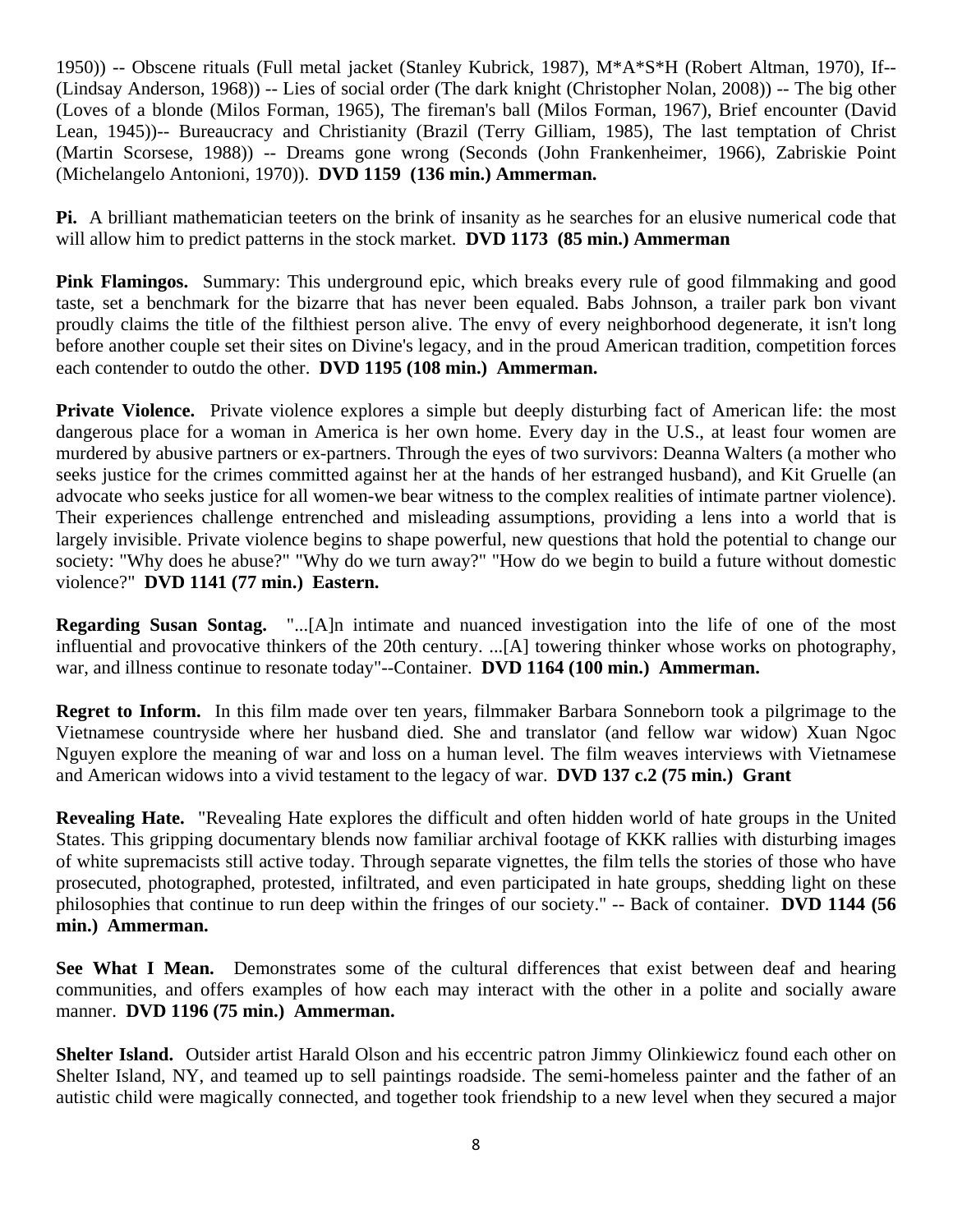1950)) -- Obscene rituals (Full metal jacket (Stanley Kubrick, 1987), M*A*S*H (Robert Altman, 1970), If-- (Lindsay Anderson, 1968)) -- Lies of social order (The dark knight (Christopher Nolan, 2008)) -- The big other (Loves of a blonde (Milos Forman, 1965), The fireman's ball (Milos Forman, 1967), Brief encounter (David Lean, 1945))-- Bureaucracy and Christianity (Brazil (Terry Gilliam, 1985), The last temptation of Christ (Martin Scorsese, 1988)) -- Dreams gone wrong (Seconds (John Frankenheimer, 1966), Zabriskie Point (Michelangelo Antonioni, 1970)). **DVD 1159 (136 min.) Ammerman.**

**Pi.** A brilliant mathematician teeters on the brink of insanity as he searches for an elusive numerical code that will allow him to predict patterns in the stock market. **DVD 1173 (85 min.) Ammerman**

**Pink Flamingos.** Summary: This underground epic, which breaks every rule of good filmmaking and good taste, set a benchmark for the bizarre that has never been equaled. Babs Johnson, a trailer park bon vivant proudly claims the title of the filthiest person alive. The envy of every neighborhood degenerate, it isn't long before another couple set their sites on Divine's legacy, and in the proud American tradition, competition forces each contender to outdo the other. **DVD 1195 (108 min.) Ammerman.**

**Private Violence.** Private violence explores a simple but deeply disturbing fact of American life: the most dangerous place for a woman in America is her own home. Every day in the U.S., at least four women are murdered by abusive partners or ex-partners. Through the eyes of two survivors: Deanna Walters (a mother who seeks justice for the crimes committed against her at the hands of her estranged husband), and Kit Gruelle (an advocate who seeks justice for all women-we bear witness to the complex realities of intimate partner violence). Their experiences challenge entrenched and misleading assumptions, providing a lens into a world that is largely invisible. Private violence begins to shape powerful, new questions that hold the potential to change our society: "Why does he abuse?" "Why do we turn away?" "How do we begin to build a future without domestic violence?" **DVD 1141 (77 min.) Eastern.**

**Regarding Susan Sontag.** "...[A]n intimate and nuanced investigation into the life of one of the most influential and provocative thinkers of the 20th century. ...[A] towering thinker whose works on photography, war, and illness continue to resonate today"--Container. **DVD 1164 (100 min.) Ammerman.**

**Regret to Inform.** In this film made over ten years, filmmaker Barbara Sonneborn took a pilgrimage to the Vietnamese countryside where her husband died. She and translator (and fellow war widow) Xuan Ngoc Nguyen explore the meaning of war and loss on a human level. The film weaves interviews with Vietnamese and American widows into a vivid testament to the legacy of war. **DVD 137 c.2 (75 min.) Grant**

**Revealing Hate.** "Revealing Hate explores the difficult and often hidden world of hate groups in the United States. This gripping documentary blends now familiar archival footage of KKK rallies with disturbing images of white supremacists still active today. Through separate vignettes, the film tells the stories of those who have prosecuted, photographed, protested, infiltrated, and even participated in hate groups, shedding light on these philosophies that continue to run deep within the fringes of our society." -- Back of container. **DVD 1144 (56 min.) Ammerman.**

**See What I Mean.** Demonstrates some of the cultural differences that exist between deaf and hearing communities, and offers examples of how each may interact with the other in a polite and socially aware manner. **DVD 1196 (75 min.) Ammerman.**

**Shelter Island.** Outsider artist Harald Olson and his eccentric patron Jimmy Olinkiewicz found each other on Shelter Island, NY, and teamed up to sell paintings roadside. The semi-homeless painter and the father of an autistic child were magically connected, and together took friendship to a new level when they secured a major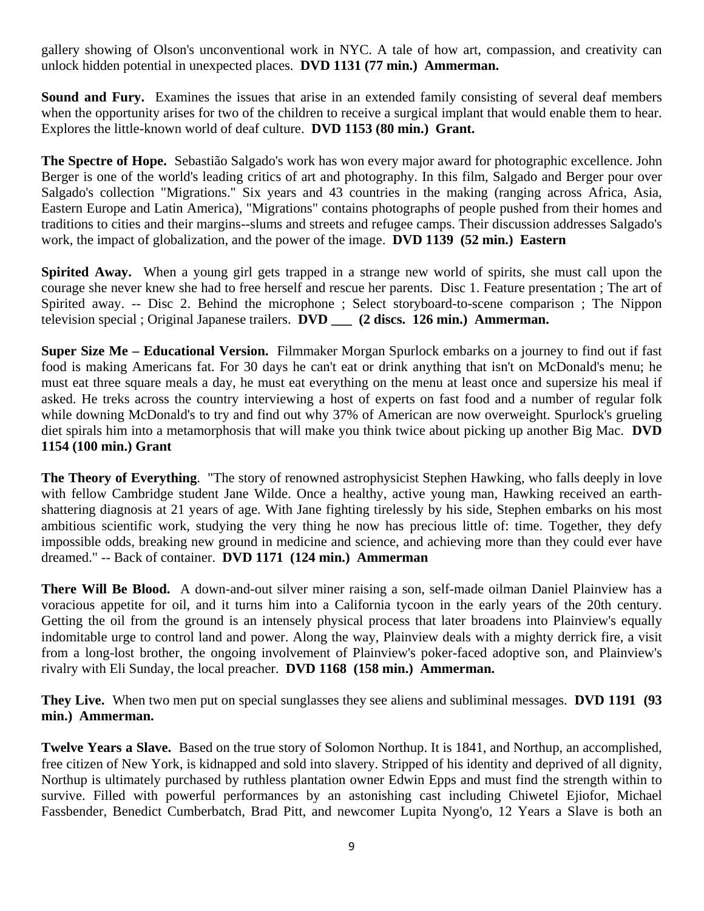gallery showing of Olson's unconventional work in NYC. A tale of how art, compassion, and creativity can unlock hidden potential in unexpected places. **DVD 1131 (77 min.) Ammerman.**

**Sound and Fury.** Examines the issues that arise in an extended family consisting of several deaf members when the opportunity arises for two of the children to receive a surgical implant that would enable them to hear. Explores the little-known world of deaf culture. **DVD 1153 (80 min.) Grant.**

**The Spectre of Hope.** Sebastião Salgado's work has won every major award for photographic excellence. John Berger is one of the world's leading critics of art and photography. In this film, Salgado and Berger pour over Salgado's collection "Migrations." Six years and 43 countries in the making (ranging across Africa, Asia, Eastern Europe and Latin America), "Migrations" contains photographs of people pushed from their homes and traditions to cities and their margins--slums and streets and refugee camps. Their discussion addresses Salgado's work, the impact of globalization, and the power of the image. **DVD 1139 (52 min.) Eastern**

**Spirited Away.** When a young girl gets trapped in a strange new world of spirits, she must call upon the courage she never knew she had to free herself and rescue her parents. Disc 1. Feature presentation ; The art of Spirited away. -- Disc 2. Behind the microphone ; Select storyboard-to-scene comparison ; The Nippon television special ; Original Japanese trailers. **DVD ___ (2 discs. 126 min.) Ammerman.**

**Super Size Me – Educational Version.** Filmmaker Morgan Spurlock embarks on a journey to find out if fast food is making Americans fat. For 30 days he can't eat or drink anything that isn't on McDonald's menu; he must eat three square meals a day, he must eat everything on the menu at least once and supersize his meal if asked. He treks across the country interviewing a host of experts on fast food and a number of regular folk while downing McDonald's to try and find out why 37% of American are now overweight. Spurlock's grueling diet spirals him into a metamorphosis that will make you think twice about picking up another Big Mac. **DVD 1154 (100 min.) Grant**

**The Theory of Everything**. "The story of renowned astrophysicist Stephen Hawking, who falls deeply in love with fellow Cambridge student Jane Wilde. Once a healthy, active young man, Hawking received an earth-shattering diagnosis at 21 years of age. With Jane fighting tirelessly by his side, Stephen embarks on his most ambitious scientific work, studying the very thing he now has precious little of: time. Together, they defy impossible odds, breaking new ground in medicine and science, and achieving more than they could ever have dreamed." -- Back of container. **DVD 1171 (124 min.) Ammerman**

**There Will Be Blood.** A down-and-out silver miner raising a son, self-made oilman Daniel Plainview has a voracious appetite for oil, and it turns him into a California tycoon in the early years of the 20th century. Getting the oil from the ground is an intensely physical process that later broadens into Plainview's equally indomitable urge to control land and power. Along the way, Plainview deals with a mighty derrick fire, a visit from a long-lost brother, the ongoing involvement of Plainview's poker-faced adoptive son, and Plainview's rivalry with Eli Sunday, the local preacher. **DVD 1168 (158 min.) Ammerman.**

**They Live.** When two men put on special sunglasses they see aliens and subliminal messages. **DVD 1191 (93 min.) Ammerman.**

**Twelve Years a Slave.** Based on the true story of Solomon Northup. It is 1841, and Northup, an accomplished, free citizen of New York, is kidnapped and sold into slavery. Stripped of his identity and deprived of all dignity, Northup is ultimately purchased by ruthless plantation owner Edwin Epps and must find the strength within to survive. Filled with powerful performances by an astonishing cast including Chiwetel Ejiofor, Michael Fassbender, Benedict Cumberbatch, Brad Pitt, and newcomer Lupita Nyong'o, 12 Years a Slave is both an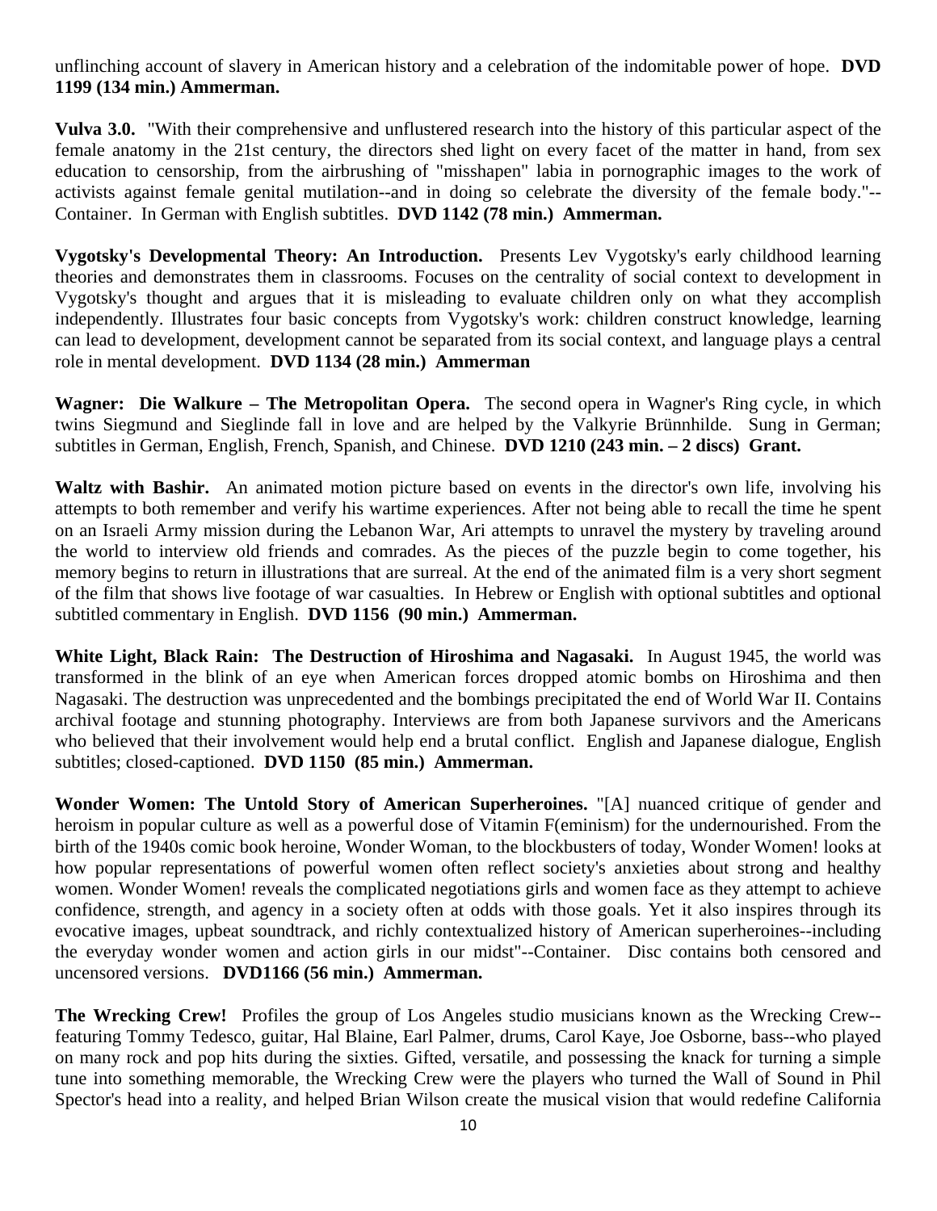unflinching account of slavery in American history and a celebration of the indomitable power of hope. **DVD 1199 (134 min.) Ammerman.**

**Vulva 3.0.** "With their comprehensive and unflustered research into the history of this particular aspect of the female anatomy in the 21st century, the directors shed light on every facet of the matter in hand, from sex education to censorship, from the airbrushing of "misshapen" labia in pornographic images to the work of activists against female genital mutilation--and in doing so celebrate the diversity of the female body."--Container. In German with English subtitles. **DVD 1142 (78 min.) Ammerman.**

**Vygotsky's Developmental Theory: An Introduction.** Presents Lev Vygotsky's early childhood learning theories and demonstrates them in classrooms. Focuses on the centrality of social context to development in Vygotsky's thought and argues that it is misleading to evaluate children only on what they accomplish independently. Illustrates four basic concepts from Vygotsky's work: children construct knowledge, learning can lead to development, development cannot be separated from its social context, and language plays a central role in mental development. **DVD 1134 (28 min.) Ammerman**

**Wagner: Die Walkure – The Metropolitan Opera.** The second opera in Wagner's Ring cycle, in which twins Siegmund and Sieglinde fall in love and are helped by the Valkyrie Brünnhilde. Sung in German; subtitles in German, English, French, Spanish, and Chinese. **DVD 1210 (243 min. – 2 discs) Grant.**

**Waltz with Bashir.** An animated motion picture based on events in the director's own life, involving his attempts to both remember and verify his wartime experiences. After not being able to recall the time he spent on an Israeli Army mission during the Lebanon War, Ari attempts to unravel the mystery by traveling around the world to interview old friends and comrades. As the pieces of the puzzle begin to come together, his memory begins to return in illustrations that are surreal. At the end of the animated film is a very short segment of the film that shows live footage of war casualties. In Hebrew or English with optional subtitles and optional subtitled commentary in English. **DVD 1156 (90 min.) Ammerman.**

**White Light, Black Rain: The Destruction of Hiroshima and Nagasaki.** In August 1945, the world was transformed in the blink of an eye when American forces dropped atomic bombs on Hiroshima and then Nagasaki. The destruction was unprecedented and the bombings precipitated the end of World War II. Contains archival footage and stunning photography. Interviews are from both Japanese survivors and the Americans who believed that their involvement would help end a brutal conflict. English and Japanese dialogue, English subtitles; closed-captioned. **DVD 1150 (85 min.) Ammerman.**

**Wonder Women: The Untold Story of American Superheroines.** "[A] nuanced critique of gender and heroism in popular culture as well as a powerful dose of Vitamin F(eminism) for the undernourished. From the birth of the 1940s comic book heroine, Wonder Woman, to the blockbusters of today, Wonder Women! looks at how popular representations of powerful women often reflect society's anxieties about strong and healthy women. Wonder Women! reveals the complicated negotiations girls and women face as they attempt to achieve confidence, strength, and agency in a society often at odds with those goals. Yet it also inspires through its evocative images, upbeat soundtrack, and richly contextualized history of American superheroines--including the everyday wonder women and action girls in our midst"--Container. Disc contains both censored and uncensored versions. **DVD1166 (56 min.) Ammerman.**

**The Wrecking Crew!** Profiles the group of Los Angeles studio musicians known as the Wrecking Crew--featuring Tommy Tedesco, guitar, Hal Blaine, Earl Palmer, drums, Carol Kaye, Joe Osborne, bass--who played on many rock and pop hits during the sixties. Gifted, versatile, and possessing the knack for turning a simple tune into something memorable, the Wrecking Crew were the players who turned the Wall of Sound in Phil Spector's head into a reality, and helped Brian Wilson create the musical vision that would redefine California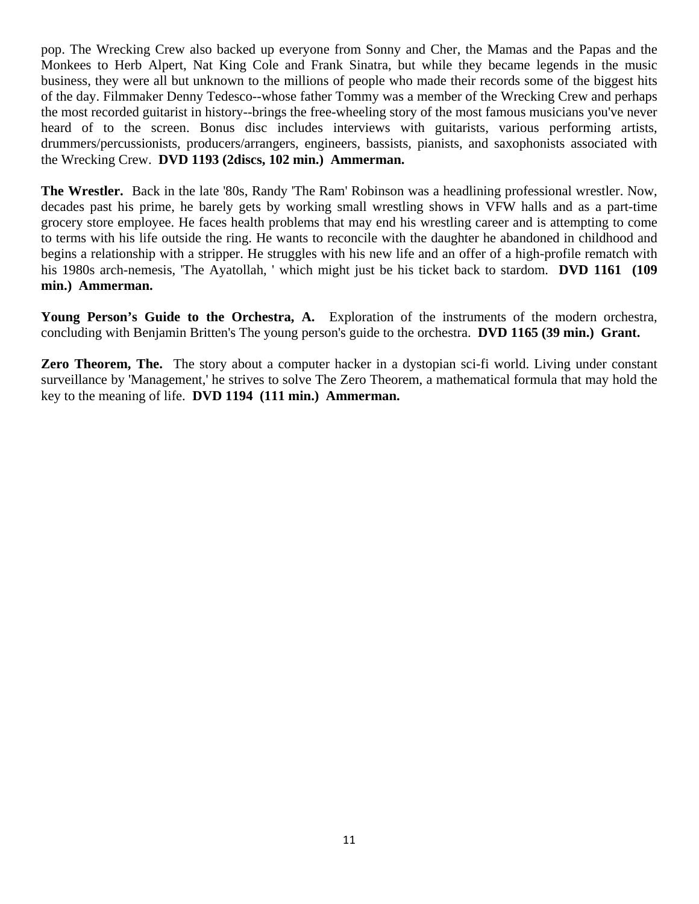pop. The Wrecking Crew also backed up everyone from Sonny and Cher, the Mamas and the Papas and the Monkees to Herb Alpert, Nat King Cole and Frank Sinatra, but while they became legends in the music business, they were all but unknown to the millions of people who made their records some of the biggest hits of the day. Filmmaker Denny Tedesco--whose father Tommy was a member of the Wrecking Crew and perhaps the most recorded guitarist in history--brings the free-wheeling story of the most famous musicians you've never heard of to the screen. Bonus disc includes interviews with guitarists, various performing artists, drummers/percussionists, producers/arrangers, engineers, bassists, pianists, and saxophonists associated with the Wrecking Crew. **DVD 1193 (2discs, 102 min.) Ammerman.**

**The Wrestler.** Back in the late '80s, Randy 'The Ram' Robinson was a headlining professional wrestler. Now, decades past his prime, he barely gets by working small wrestling shows in VFW halls and as a part-time grocery store employee. He faces health problems that may end his wrestling career and is attempting to come to terms with his life outside the ring. He wants to reconcile with the daughter he abandoned in childhood and begins a relationship with a stripper. He struggles with his new life and an offer of a high-profile rematch with his 1980s arch-nemesis, 'The Ayatollah, ' which might just be his ticket back to stardom. **DVD 1161 (109 min.) Ammerman.**

**Young Person's Guide to the Orchestra, A.** Exploration of the instruments of the modern orchestra, concluding with Benjamin Britten's The young person's guide to the orchestra. **DVD 1165 (39 min.) Grant.**

**Zero Theorem, The.** The story about a computer hacker in a dystopian sci-fi world. Living under constant surveillance by 'Management,' he strives to solve The Zero Theorem, a mathematical formula that may hold the key to the meaning of life. **DVD 1194 (111 min.) Ammerman.**